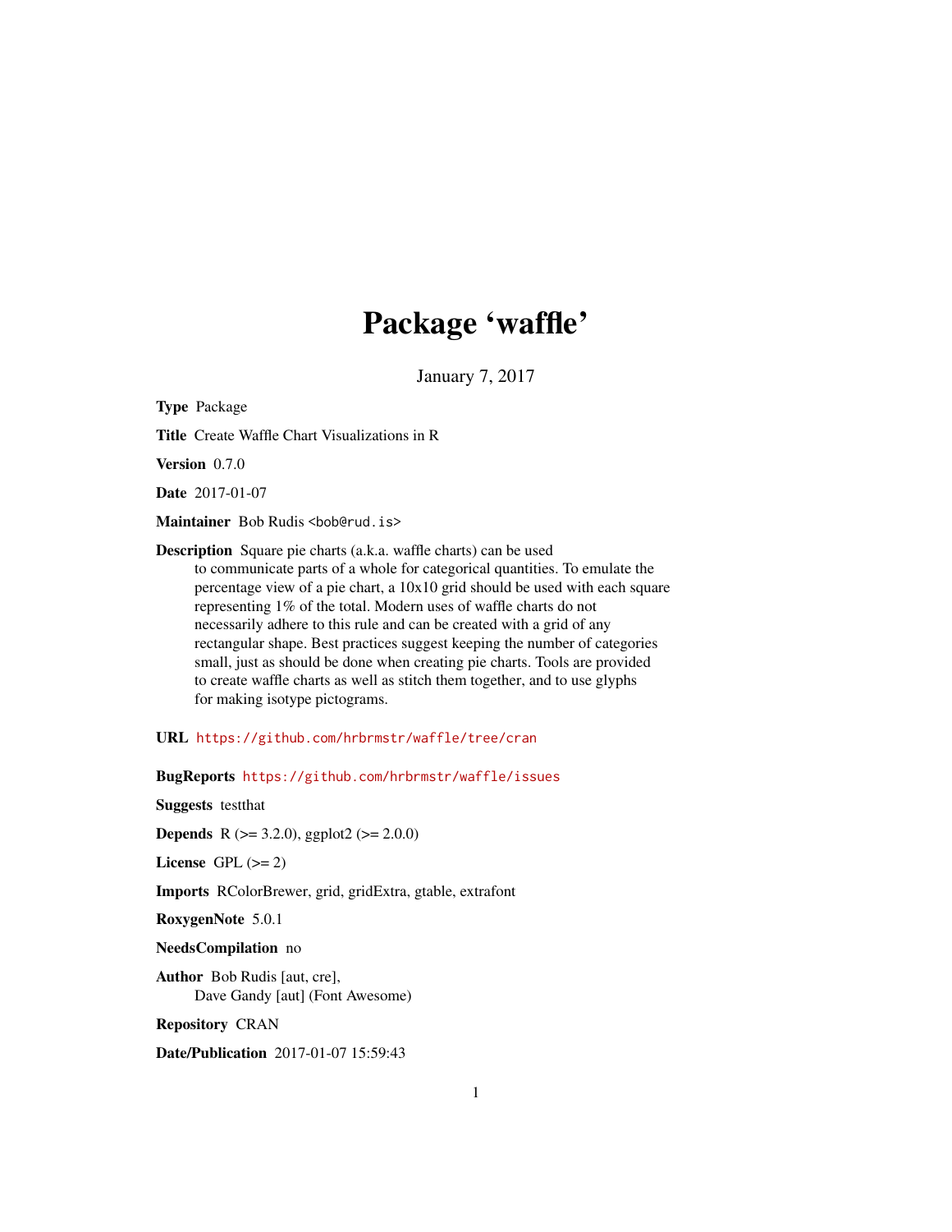# Package ‘waffle’

January 7, 2017

**Type** Package

**Title** Create Waffle Chart Visualizations in R

**Version** 0.7.0

**Date** 2017-01-07

**Maintainer** Bob Rudis <bob@rud.is>

**Description** Square pie charts (a.k.a. waffle charts) can be used to communicate parts of a whole for categorical quantities. To emulate the percentage view of a pie chart, a 10x10 grid should be used with each square representing 1% of the total. Modern uses of waffle charts do not necessarily adhere to this rule and can be created with a grid of any rectangular shape. Best practices suggest keeping the number of categories small, just as should be done when creating pie charts. Tools are provided to create waffle charts as well as stitch them together, and to use glyphs for making isotype pictograms.

**URL** https://github.com/hrbrmstr/waffle/tree/cran

**BugReports** https://github.com/hrbrmstr/waffle/issues

**Suggests** testthat

**Depends** R (>= 3.2.0), ggplot2 (>= 2.0.0)

**License** GPL (>= 2)

**Imports** RColorBrewer, grid, gridExtra, gtable, extrafont

**RoxygenNote** 5.0.1

**NeedsCompilation** no

**Author** Bob Rudis [aut, cre],
Dave Gandy [aut] (Font Awesome)

**Repository** CRAN

**Date/Publication** 2017-01-07 15:59:43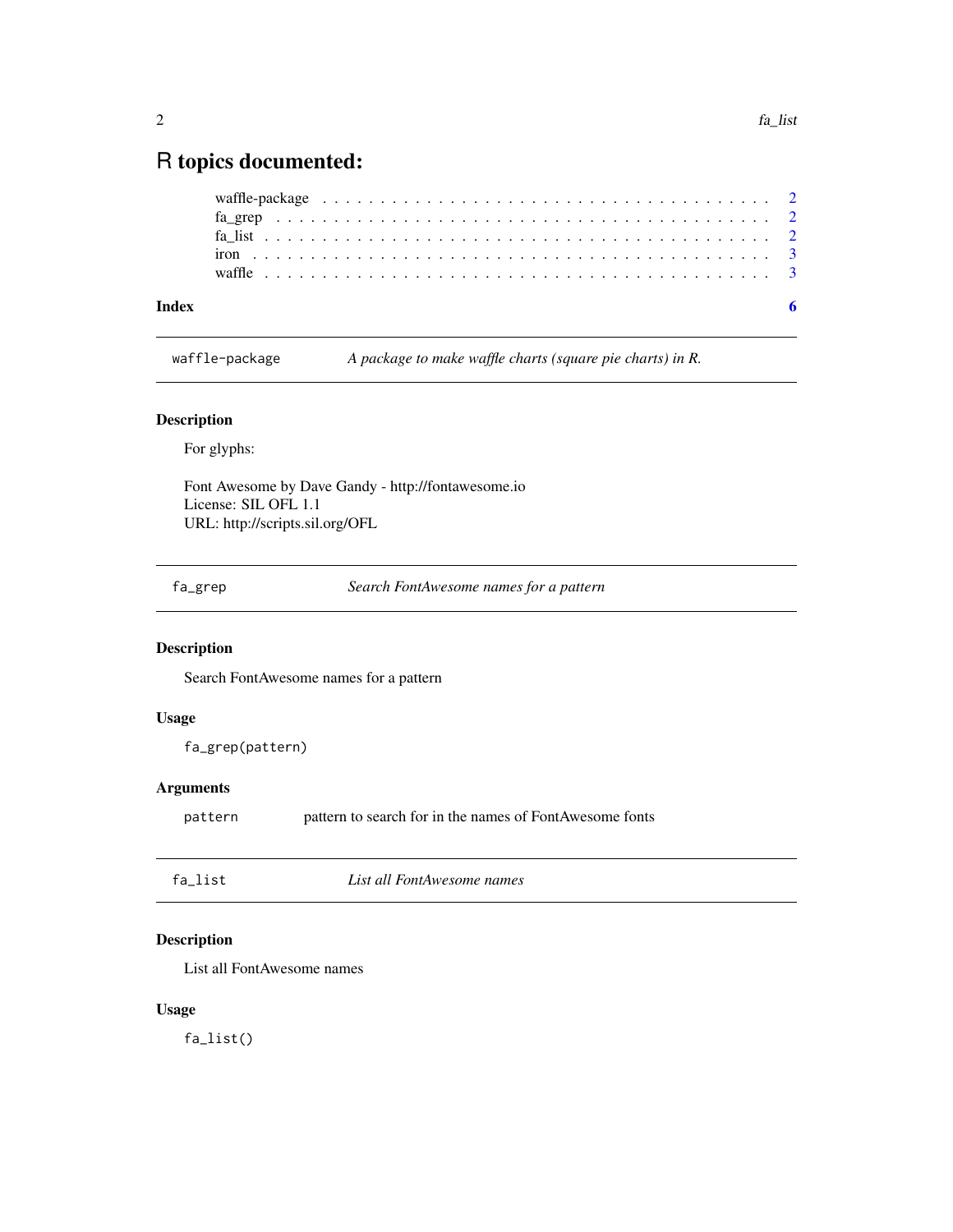# R topics documented:

- waffle-package . . . . . . . . . . . . . . . . . . . . . . . . . . . . . . . . . . . . 2
- fa_grep . . . . . . . . . . . . . . . . . . . . . . . . . . . . . . . . . . . . . . . . 2
- fa_list . . . . . . . . . . . . . . . . . . . . . . . . . . . . . . . . . . . . . . . . 2
- iron . . . . . . . . . . . . . . . . . . . . . . . . . . . . . . . . . . . . . . . . . . 3
- waffle . . . . . . . . . . . . . . . . . . . . . . . . . . . . . . . . . . . . . . . . . 3

**Index** **6**

---

## waffle-package — *A package to make waffle charts (square pie charts) in R.*

### Description

For glyphs:

Font Awesome by Dave Gandy - http://fontawesome.io
License: SIL OFL 1.1
URL: http://scripts.sil.org/OFL

---

## fa_grep — *Search FontAwesome names for a pattern*

### Description

Search FontAwesome names for a pattern

### Usage

```
fa_grep(pattern)
```

### Arguments

| | |
|---|---|
| `pattern` | pattern to search for in the names of FontAwesome fonts |

---

## fa_list — *List all FontAwesome names*

### Description

List all FontAwesome names

### Usage

```
fa_list()
```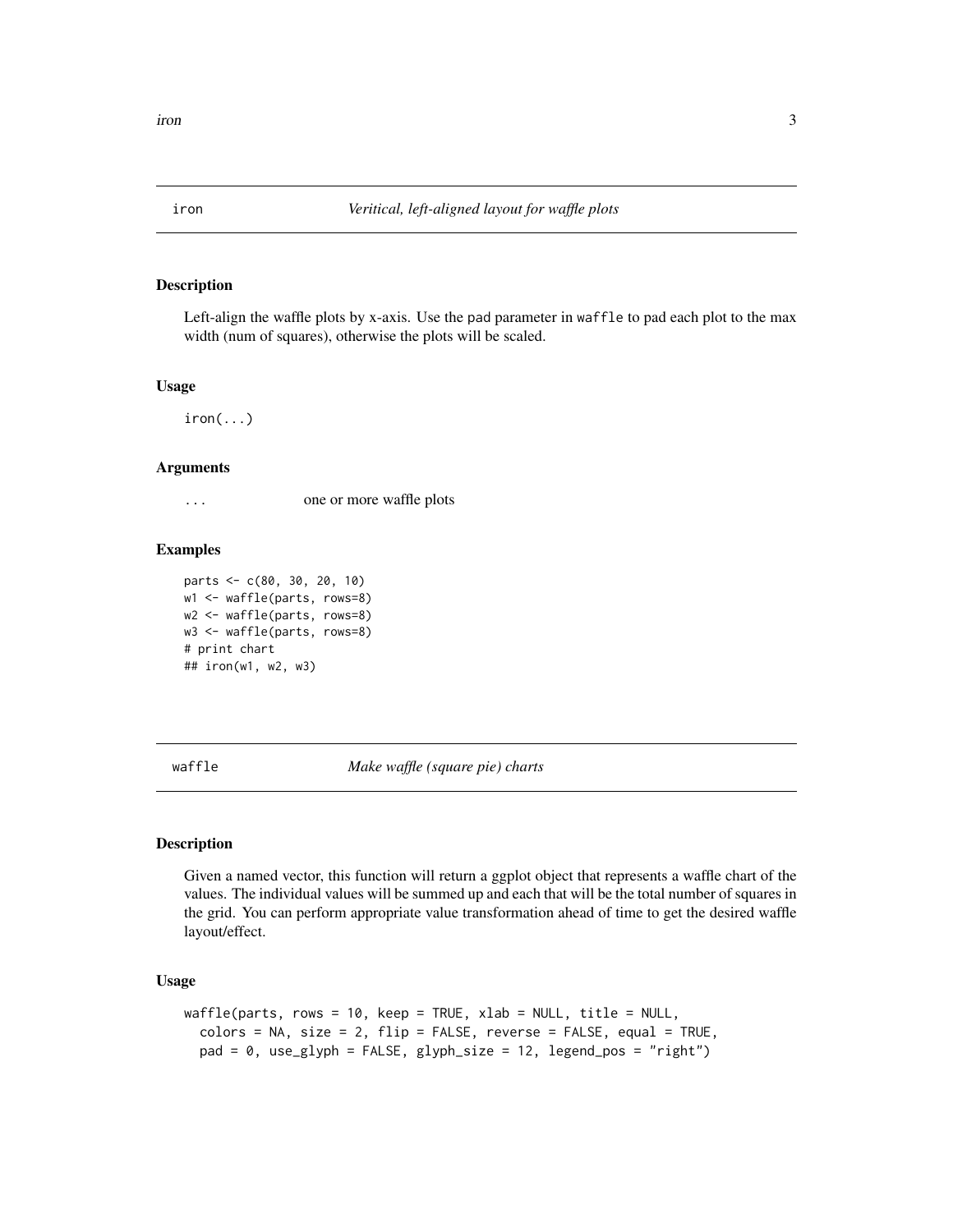## iron — *Veritical, left-aligned layout for waffle plots*

### Description

Left-align the waffle plots by x-axis. Use the `pad` parameter in `waffle` to pad each plot to the max width (num of squares), otherwise the plots will be scaled.

### Usage

```
iron(...)
```

### Arguments

`...` one or more waffle plots

### Examples

```
parts <- c(80, 30, 20, 10)
w1 <- waffle(parts, rows=8)
w2 <- waffle(parts, rows=8)
w3 <- waffle(parts, rows=8)
# print chart
## iron(w1, w2, w3)
```

## waffle — *Make waffle (square pie) charts*

### Description

Given a named vector, this function will return a ggplot object that represents a waffle chart of the values. The individual values will be summed up and each that will be the total number of squares in the grid. You can perform appropriate value transformation ahead of time to get the desired waffle layout/effect.

### Usage

```
waffle(parts, rows = 10, keep = TRUE, xlab = NULL, title = NULL,
  colors = NA, size = 2, flip = FALSE, reverse = FALSE, equal = TRUE,
  pad = 0, use_glyph = FALSE, glyph_size = 12, legend_pos = "right")
```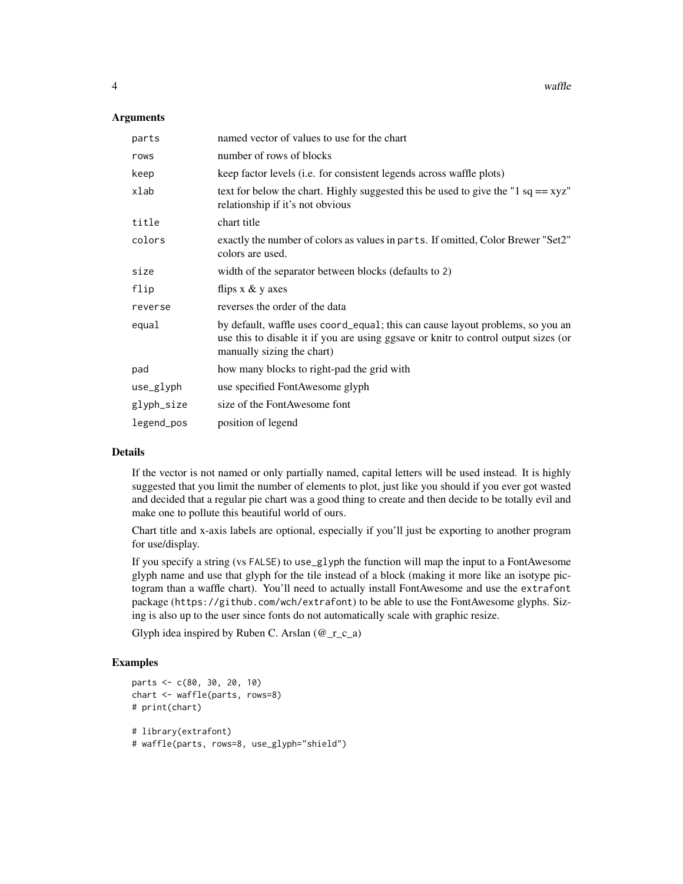### Arguments

| | |
|---|---|
| `parts` | named vector of values to use for the chart |
| `rows` | number of rows of blocks |
| `keep` | keep factor levels (i.e. for consistent legends across waffle plots) |
| `xlab` | text for below the chart. Highly suggested this be used to give the "1 sq == xyz" relationship if it's not obvious |
| `title` | chart title |
| `colors` | exactly the number of colors as values in `parts`. If omitted, Color Brewer "Set2" colors are used. |
| `size` | width of the separator between blocks (defaults to 2) |
| `flip` | flips x & y axes |
| `reverse` | reverses the order of the data |
| `equal` | by default, waffle uses `coord_equal`; this can cause layout problems, so you an use this to disable it if you are using ggsave or knitr to control output sizes (or manually sizing the chart) |
| `pad` | how many blocks to right-pad the grid with |
| `use_glyph` | use specified FontAwesome glyph |
| `glyph_size` | size of the FontAwesome font |
| `legend_pos` | position of legend |

### Details

If the vector is not named or only partially named, capital letters will be used instead. It is highly suggested that you limit the number of elements to plot, just like you should if you ever got wasted and decided that a regular pie chart was a good thing to create and then decide to be totally evil and make one to pollute this beautiful world of ours.

Chart title and x-axis labels are optional, especially if you'll just be exporting to another program for use/display.

If you specify a string (vs `FALSE`) to `use_glyph` the function will map the input to a FontAwesome glyph name and use that glyph for the tile instead of a block (making it more like an isotype pictogram than a waffle chart). You'll need to actually install FontAwesome and use the `extrafont` package (`https://github.com/wch/extrafont`) to be able to use the FontAwesome glyphs. Sizing is also up to the user since fonts do not automatically scale with graphic resize.

Glyph idea inspired by Ruben C. Arslan (@_r_c_a)

### Examples

```
parts <- c(80, 30, 20, 10)
chart <- waffle(parts, rows=8)
# print(chart)

# library(extrafont)
# waffle(parts, rows=8, use_glyph="shield")
```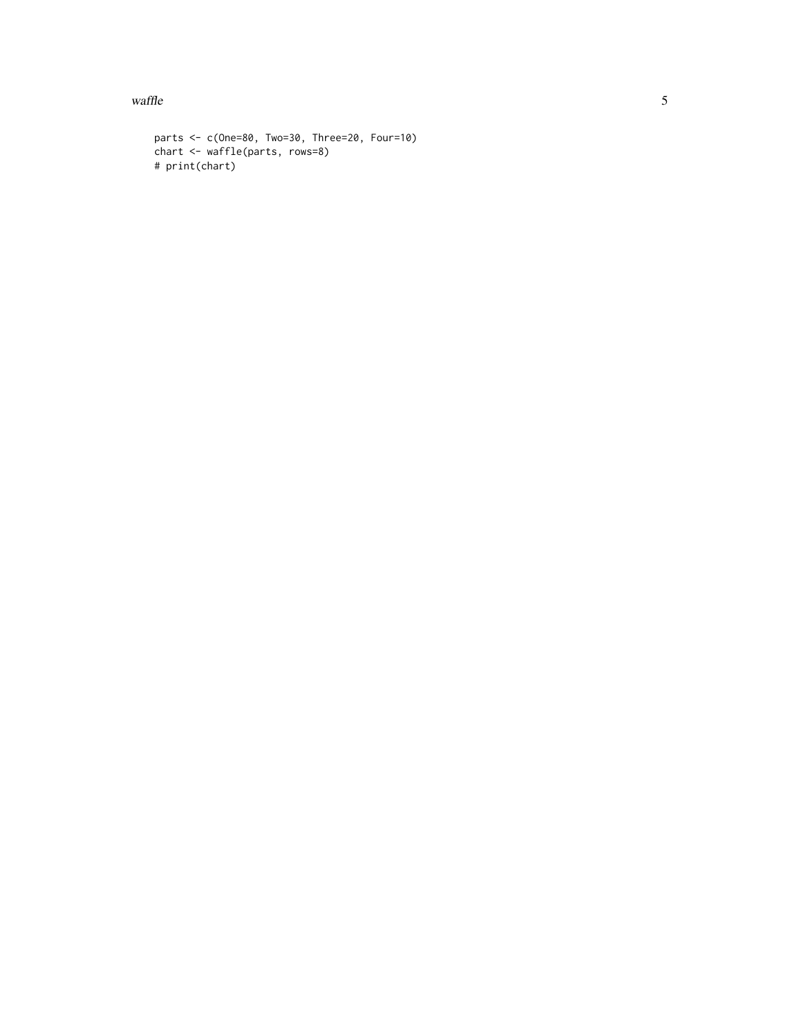```
parts <- c(One=80, Two=30, Three=20, Four=10)
chart <- waffle(parts, rows=8)
# print(chart)
```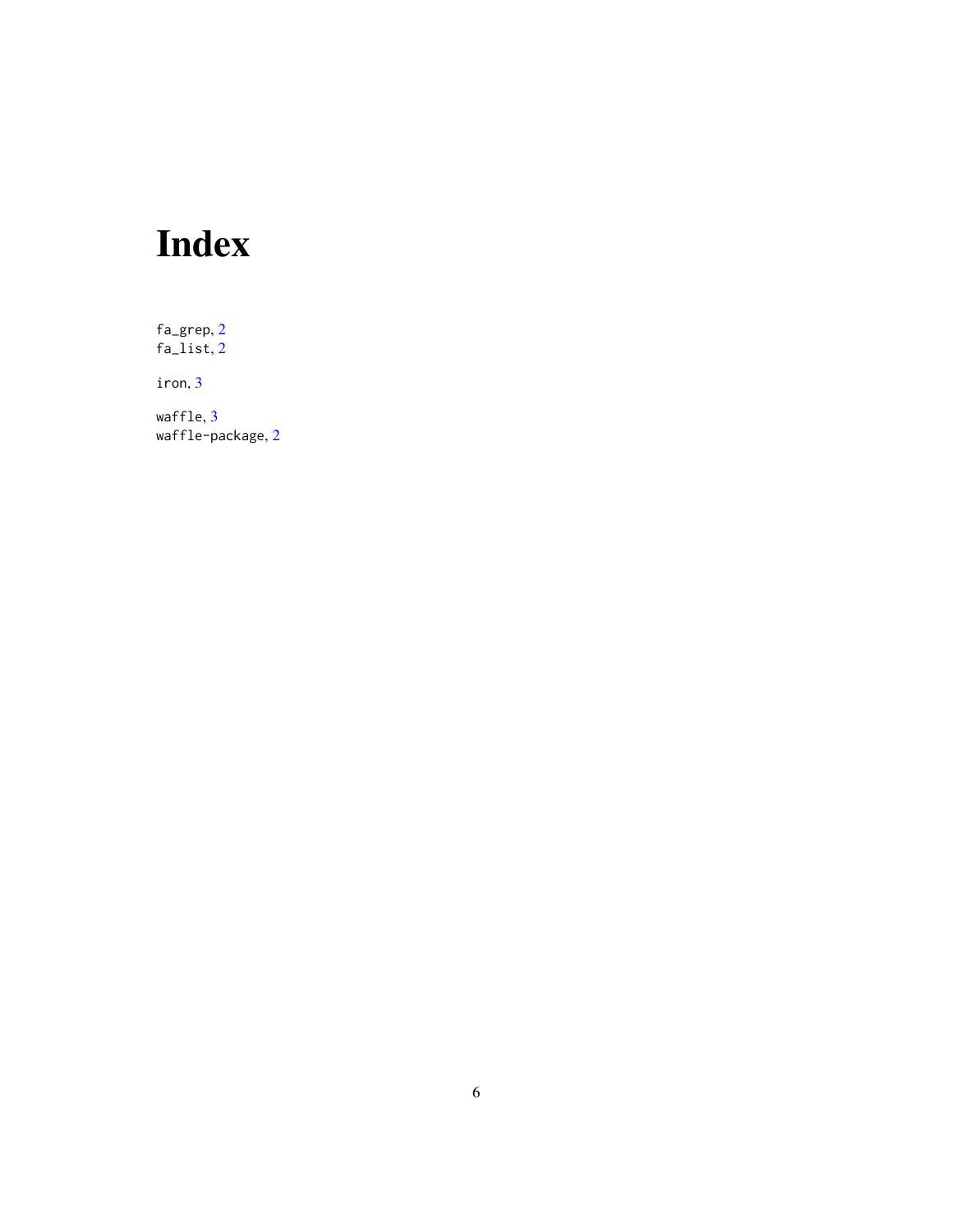# Index

fa_grep, 2
fa_list, 2

iron, 3

waffle, 3
waffle-package, 2